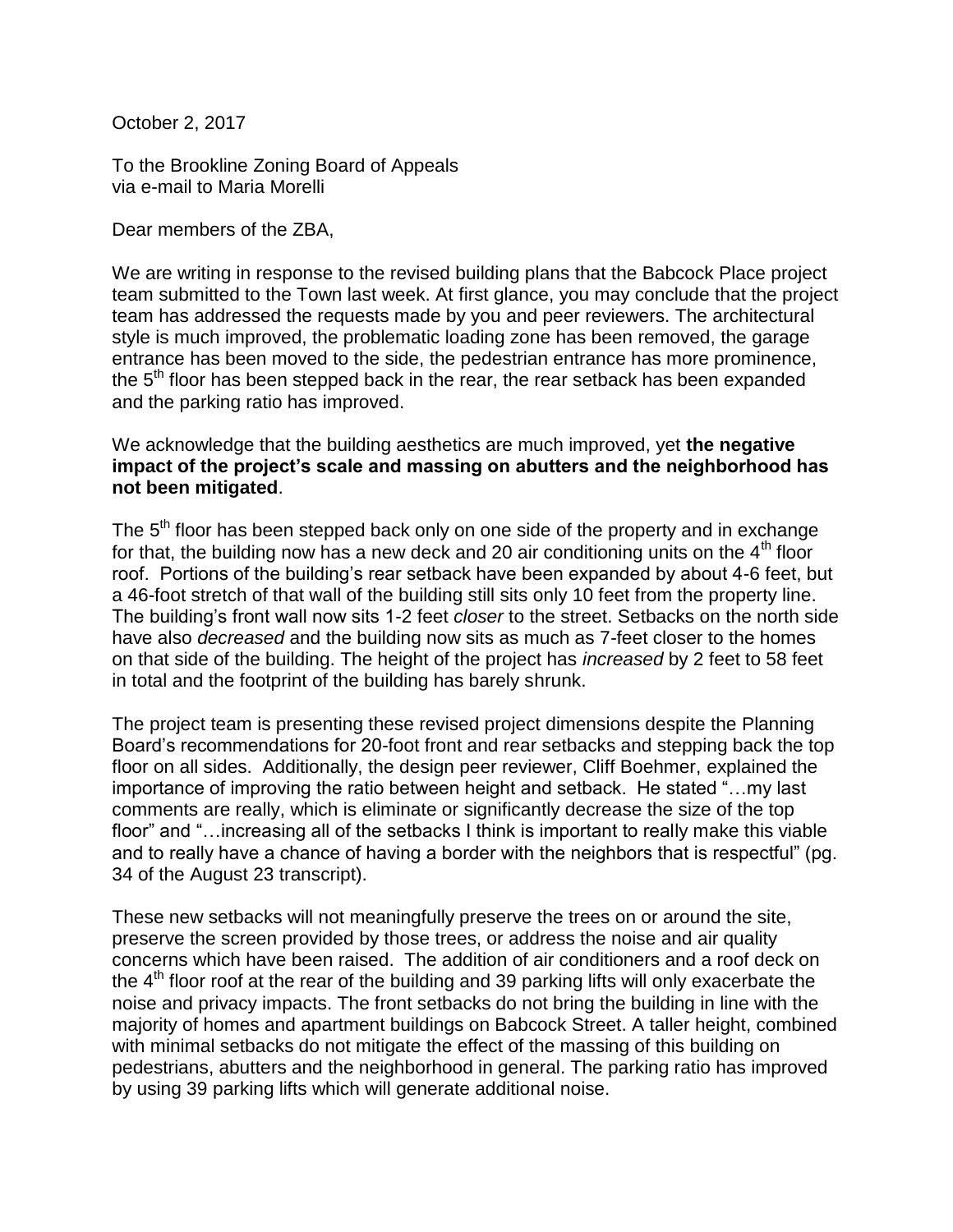October 2, 2017

To the Brookline Zoning Board of Appeals
via e-mail to Maria Morelli

Dear members of the ZBA,

We are writing in response to the revised building plans that the Babcock Place project team submitted to the Town last week. At first glance, you may conclude that the project team has addressed the requests made by you and peer reviewers. The architectural style is much improved, the problematic loading zone has been removed, the garage entrance has been moved to the side, the pedestrian entrance has more prominence, the 5th floor has been stepped back in the rear, the rear setback has been expanded and the parking ratio has improved.

We acknowledge that the building aesthetics are much improved, yet **the negative impact of the project's scale and massing on abutters and the neighborhood has not been mitigated**.

The 5th floor has been stepped back only on one side of the property and in exchange for that, the building now has a new deck and 20 air conditioning units on the 4th floor roof. Portions of the building's rear setback have been expanded by about 4-6 feet, but a 46-foot stretch of that wall of the building still sits only 10 feet from the property line. The building's front wall now sits 1-2 feet *closer* to the street. Setbacks on the north side have also *decreased* and the building now sits as much as 7-feet closer to the homes on that side of the building. The height of the project has *increased* by 2 feet to 58 feet in total and the footprint of the building has barely shrunk.

The project team is presenting these revised project dimensions despite the Planning Board's recommendations for 20-foot front and rear setbacks and stepping back the top floor on all sides. Additionally, the design peer reviewer, Cliff Boehmer, explained the importance of improving the ratio between height and setback. He stated "…my last comments are really, which is eliminate or significantly decrease the size of the top floor" and "…increasing all of the setbacks I think is important to really make this viable and to really have a chance of having a border with the neighbors that is respectful" (pg. 34 of the August 23 transcript).

These new setbacks will not meaningfully preserve the trees on or around the site, preserve the screen provided by those trees, or address the noise and air quality concerns which have been raised. The addition of air conditioners and a roof deck on the 4th floor roof at the rear of the building and 39 parking lifts will only exacerbate the noise and privacy impacts. The front setbacks do not bring the building in line with the majority of homes and apartment buildings on Babcock Street. A taller height, combined with minimal setbacks do not mitigate the effect of the massing of this building on pedestrians, abutters and the neighborhood in general. The parking ratio has improved by using 39 parking lifts which will generate additional noise.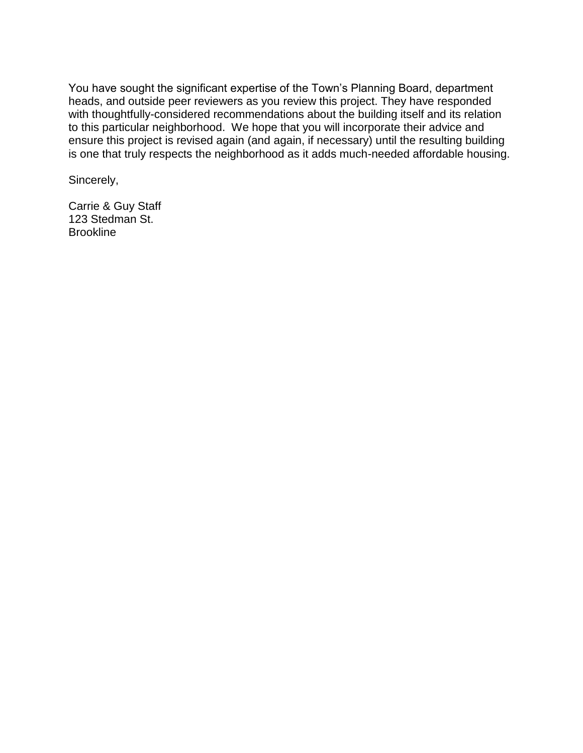You have sought the significant expertise of the Town's Planning Board, department heads, and outside peer reviewers as you review this project. They have responded with thoughtfully-considered recommendations about the building itself and its relation to this particular neighborhood. We hope that you will incorporate their advice and ensure this project is revised again (and again, if necessary) until the resulting building is one that truly respects the neighborhood as it adds much-needed affordable housing.

Sincerely,

Carrie & Guy Staff
123 Stedman St.
Brookline